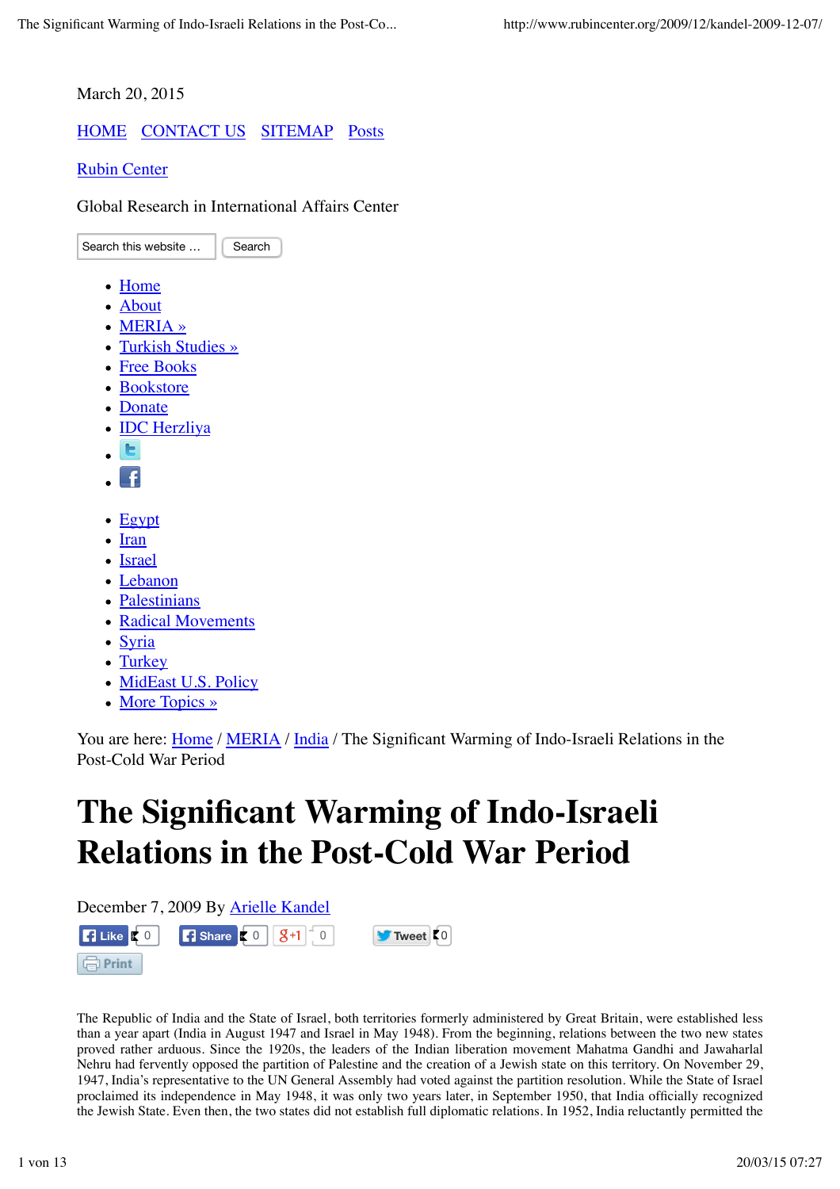March 20, 2015

HOME CONTACT US SITEMAP Posts

Rubin Center

Global Research in International Affairs Center

- Home
- About
- MERIA »
- Turkish Studies »
- Free Books
- Bookstore
- Donate
- IDC Herzliya

- Egypt
- Iran
- Israel
- Lebanon
- Palestinians
- Radical Movements
- Syria
- Turkey
- MidEast U.S. Policy
- More Topics »

You are here: Home / MERIA / India / The Significant Warming of Indo-Israeli Relations in the Post-Cold War Period

# The Significant Warming of Indo-Israeli Relations in the Post-Cold War Period

December 7, 2009 By Arielle Kandel

The Republic of India and the State of Israel, both territories formerly administered by Great Britain, were established less than a year apart (India in August 1947 and Israel in May 1948). From the beginning, relations between the two new states proved rather arduous. Since the 1920s, the leaders of the Indian liberation movement Mahatma Gandhi and Jawaharlal Nehru had fervently opposed the partition of Palestine and the creation of a Jewish state on this territory. On November 29, 1947, India's representative to the UN General Assembly had voted against the partition resolution. While the State of Israel proclaimed its independence in May 1948, it was only two years later, in September 1950, that India officially recognized the Jewish State. Even then, the two states did not establish full diplomatic relations. In 1952, India reluctantly permitted the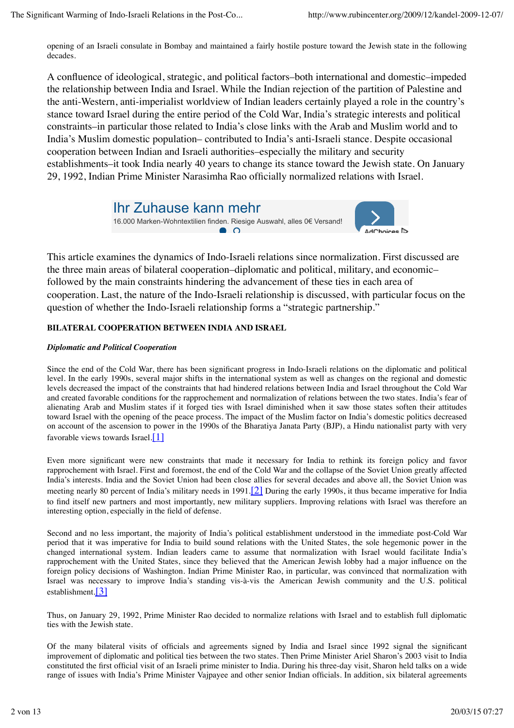opening of an Israeli consulate in Bombay and maintained a fairly hostile posture toward the Jewish state in the following decades.

A confluence of ideological, strategic, and political factors–both international and domestic–impeded the relationship between India and Israel. While the Indian rejection of the partition of Palestine and the anti-Western, anti-imperialist worldview of Indian leaders certainly played a role in the country's stance toward Israel during the entire period of the Cold War, India's strategic interests and political constraints–in particular those related to India's close links with the Arab and Muslim world and to India's Muslim domestic population– contributed to India's anti-Israeli stance. Despite occasional cooperation between Indian and Israeli authorities–especially the military and security establishments–it took India nearly 40 years to change its stance toward the Jewish state. On January 29, 1992, Indian Prime Minister Narasimha Rao officially normalized relations with Israel.

This article examines the dynamics of Indo-Israeli relations since normalization. First discussed are the three main areas of bilateral cooperation–diplomatic and political, military, and economic–followed by the main constraints hindering the advancement of these ties in each area of cooperation. Last, the nature of the Indo-Israeli relationship is discussed, with particular focus on the question of whether the Indo-Israeli relationship forms a "strategic partnership."

## BILATERAL COOPERATION BETWEEN INDIA AND ISRAEL

### *Diplomatic and Political Cooperation*

Since the end of the Cold War, there has been significant progress in Indo-Israeli relations on the diplomatic and political level. In the early 1990s, several major shifts in the international system as well as changes on the regional and domestic levels decreased the impact of the constraints that had hindered relations between India and Israel throughout the Cold War and created favorable conditions for the rapprochement and normalization of relations between the two states. India's fear of alienating Arab and Muslim states if it forged ties with Israel diminished when it saw those states soften their attitudes toward Israel with the opening of the peace process. The impact of the Muslim factor on India's domestic politics decreased on account of the ascension to power in the 1990s of the Bharatiya Janata Party (BJP), a Hindu nationalist party with very favorable views towards Israel.[1]

Even more significant were new constraints that made it necessary for India to rethink its foreign policy and favor rapprochement with Israel. First and foremost, the end of the Cold War and the collapse of the Soviet Union greatly affected India's interests. India and the Soviet Union had been close allies for several decades and above all, the Soviet Union was meeting nearly 80 percent of India's military needs in 1991.[2] During the early 1990s, it thus became imperative for India to find itself new partners and most importantly, new military suppliers. Improving relations with Israel was therefore an interesting option, especially in the field of defense.

Second and no less important, the majority of India's political establishment understood in the immediate post-Cold War period that it was imperative for India to build sound relations with the United States, the sole hegemonic power in the changed international system. Indian leaders came to assume that normalization with Israel would facilitate India's rapprochement with the United States, since they believed that the American Jewish lobby had a major influence on the foreign policy decisions of Washington. Indian Prime Minister Rao, in particular, was convinced that normalization with Israel was necessary to improve India's standing vis-à-vis the American Jewish community and the U.S. political establishment.[3]

Thus, on January 29, 1992, Prime Minister Rao decided to normalize relations with Israel and to establish full diplomatic ties with the Jewish state.

Of the many bilateral visits of officials and agreements signed by India and Israel since 1992 signal the significant improvement of diplomatic and political ties between the two states. Then Prime Minister Ariel Sharon's 2003 visit to India constituted the first official visit of an Israeli prime minister to India. During his three-day visit, Sharon held talks on a wide range of issues with India's Prime Minister Vajpayee and other senior Indian officials. In addition, six bilateral agreements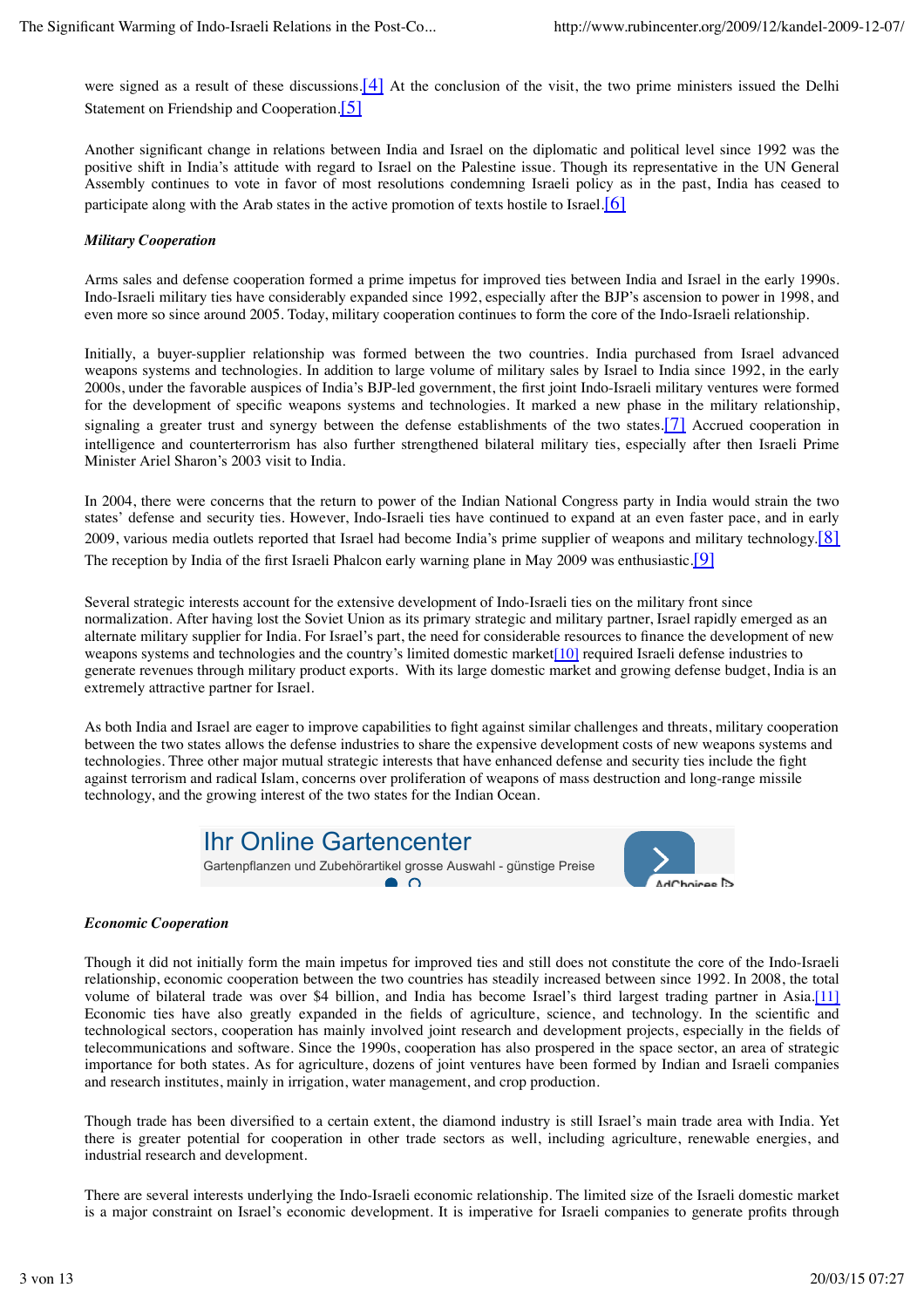were signed as a result of these discussions.[4] At the conclusion of the visit, the two prime ministers issued the Delhi Statement on Friendship and Cooperation.[5]

Another significant change in relations between India and Israel on the diplomatic and political level since 1992 was the positive shift in India's attitude with regard to Israel on the Palestine issue. Though its representative in the UN General Assembly continues to vote in favor of most resolutions condemning Israeli policy as in the past, India has ceased to participate along with the Arab states in the active promotion of texts hostile to Israel.[6]

***Military Cooperation***

Arms sales and defense cooperation formed a prime impetus for improved ties between India and Israel in the early 1990s. Indo-Israeli military ties have considerably expanded since 1992, especially after the BJP's ascension to power in 1998, and even more so since around 2005. Today, military cooperation continues to form the core of the Indo-Israeli relationship.

Initially, a buyer-supplier relationship was formed between the two countries. India purchased from Israel advanced weapons systems and technologies. In addition to large volume of military sales by Israel to India since 1992, in the early 2000s, under the favorable auspices of India's BJP-led government, the first joint Indo-Israeli military ventures were formed for the development of specific weapons systems and technologies. It marked a new phase in the military relationship, signaling a greater trust and synergy between the defense establishments of the two states.[7] Accrued cooperation in intelligence and counterterrorism has also further strengthened bilateral military ties, especially after then Israeli Prime Minister Ariel Sharon's 2003 visit to India.

In 2004, there were concerns that the return to power of the Indian National Congress party in India would strain the two states' defense and security ties. However, Indo-Israeli ties have continued to expand at an even faster pace, and in early 2009, various media outlets reported that Israel had become India's prime supplier of weapons and military technology.[8] The reception by India of the first Israeli Phalcon early warning plane in May 2009 was enthusiastic.[9]

Several strategic interests account for the extensive development of Indo-Israeli ties on the military front since normalization. After having lost the Soviet Union as its primary strategic and military partner, Israel rapidly emerged as an alternate military supplier for India. For Israel's part, the need for considerable resources to finance the development of new weapons systems and technologies and the country's limited domestic market[10] required Israeli defense industries to generate revenues through military product exports. With its large domestic market and growing defense budget, India is an extremely attractive partner for Israel.

As both India and Israel are eager to improve capabilities to fight against similar challenges and threats, military cooperation between the two states allows the defense industries to share the expensive development costs of new weapons systems and technologies. Three other major mutual strategic interests that have enhanced defense and security ties include the fight against terrorism and radical Islam, concerns over proliferation of weapons of mass destruction and long-range missile technology, and the growing interest of the two states for the Indian Ocean.

***Economic Cooperation***

Though it did not initially form the main impetus for improved ties and still does not constitute the core of the Indo-Israeli relationship, economic cooperation between the two countries has steadily increased between since 1992. In 2008, the total volume of bilateral trade was over $4 billion, and India has become Israel's third largest trading partner in Asia.[11] Economic ties have also greatly expanded in the fields of agriculture, science, and technology. In the scientific and technological sectors, cooperation has mainly involved joint research and development projects, especially in the fields of telecommunications and software. Since the 1990s, cooperation has also prospered in the space sector, an area of strategic importance for both states. As for agriculture, dozens of joint ventures have been formed by Indian and Israeli companies and research institutes, mainly in irrigation, water management, and crop production.

Though trade has been diversified to a certain extent, the diamond industry is still Israel's main trade area with India. Yet there is greater potential for cooperation in other trade sectors as well, including agriculture, renewable energies, and industrial research and development.

There are several interests underlying the Indo-Israeli economic relationship. The limited size of the Israeli domestic market is a major constraint on Israel's economic development. It is imperative for Israeli companies to generate profits through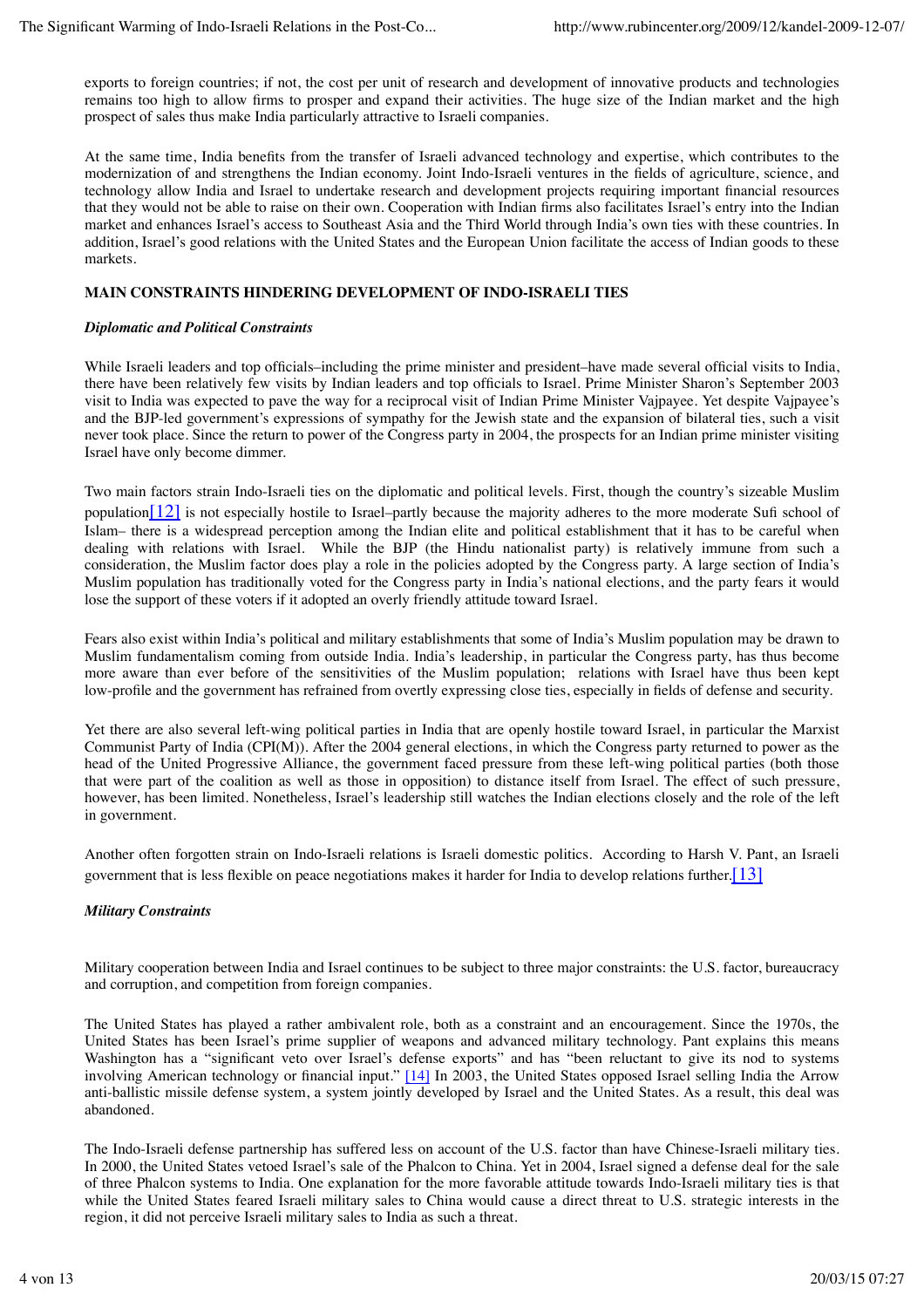exports to foreign countries; if not, the cost per unit of research and development of innovative products and technologies remains too high to allow firms to prosper and expand their activities. The huge size of the Indian market and the high prospect of sales thus make India particularly attractive to Israeli companies.

At the same time, India benefits from the transfer of Israeli advanced technology and expertise, which contributes to the modernization of and strengthens the Indian economy. Joint Indo-Israeli ventures in the fields of agriculture, science, and technology allow India and Israel to undertake research and development projects requiring important financial resources that they would not be able to raise on their own. Cooperation with Indian firms also facilitates Israel's entry into the Indian market and enhances Israel's access to Southeast Asia and the Third World through India's own ties with these countries. In addition, Israel's good relations with the United States and the European Union facilitate the access of Indian goods to these markets.

## MAIN CONSTRAINTS HINDERING DEVELOPMENT OF INDO-ISRAELI TIES

### *Diplomatic and Political Constraints*

While Israeli leaders and top officials–including the prime minister and president–have made several official visits to India, there have been relatively few visits by Indian leaders and top officials to Israel. Prime Minister Sharon's September 2003 visit to India was expected to pave the way for a reciprocal visit of Indian Prime Minister Vajpayee. Yet despite Vajpayee's and the BJP-led government's expressions of sympathy for the Jewish state and the expansion of bilateral ties, such a visit never took place. Since the return to power of the Congress party in 2004, the prospects for an Indian prime minister visiting Israel have only become dimmer.

Two main factors strain Indo-Israeli ties on the diplomatic and political levels. First, though the country's sizeable Muslim population[12] is not especially hostile to Israel–partly because the majority adheres to the more moderate Sufi school of Islam– there is a widespread perception among the Indian elite and political establishment that it has to be careful when dealing with relations with Israel. While the BJP (the Hindu nationalist party) is relatively immune from such a consideration, the Muslim factor does play a role in the policies adopted by the Congress party. A large section of India's Muslim population has traditionally voted for the Congress party in India's national elections, and the party fears it would lose the support of these voters if it adopted an overly friendly attitude toward Israel.

Fears also exist within India's political and military establishments that some of India's Muslim population may be drawn to Muslim fundamentalism coming from outside India. India's leadership, in particular the Congress party, has thus become more aware than ever before of the sensitivities of the Muslim population; relations with Israel have thus been kept low-profile and the government has refrained from overtly expressing close ties, especially in fields of defense and security.

Yet there are also several left-wing political parties in India that are openly hostile toward Israel, in particular the Marxist Communist Party of India (CPI(M)). After the 2004 general elections, in which the Congress party returned to power as the head of the United Progressive Alliance, the government faced pressure from these left-wing political parties (both those that were part of the coalition as well as those in opposition) to distance itself from Israel. The effect of such pressure, however, has been limited. Nonetheless, Israel's leadership still watches the Indian elections closely and the role of the left in government.

Another often forgotten strain on Indo-Israeli relations is Israeli domestic politics. According to Harsh V. Pant, an Israeli government that is less flexible on peace negotiations makes it harder for India to develop relations further.[13]

### *Military Constraints*

Military cooperation between India and Israel continues to be subject to three major constraints: the U.S. factor, bureaucracy and corruption, and competition from foreign companies.

The United States has played a rather ambivalent role, both as a constraint and an encouragement. Since the 1970s, the United States has been Israel's prime supplier of weapons and advanced military technology. Pant explains this means Washington has a "significant veto over Israel's defense exports" and has "been reluctant to give its nod to systems involving American technology or financial input." [14] In 2003, the United States opposed Israel selling India the Arrow anti-ballistic missile defense system, a system jointly developed by Israel and the United States. As a result, this deal was abandoned.

The Indo-Israeli defense partnership has suffered less on account of the U.S. factor than have Chinese-Israeli military ties. In 2000, the United States vetoed Israel's sale of the Phalcon to China. Yet in 2004, Israel signed a defense deal for the sale of three Phalcon systems to India. One explanation for the more favorable attitude towards Indo-Israeli military ties is that while the United States feared Israeli military sales to China would cause a direct threat to U.S. strategic interests in the region, it did not perceive Israeli military sales to India as such a threat.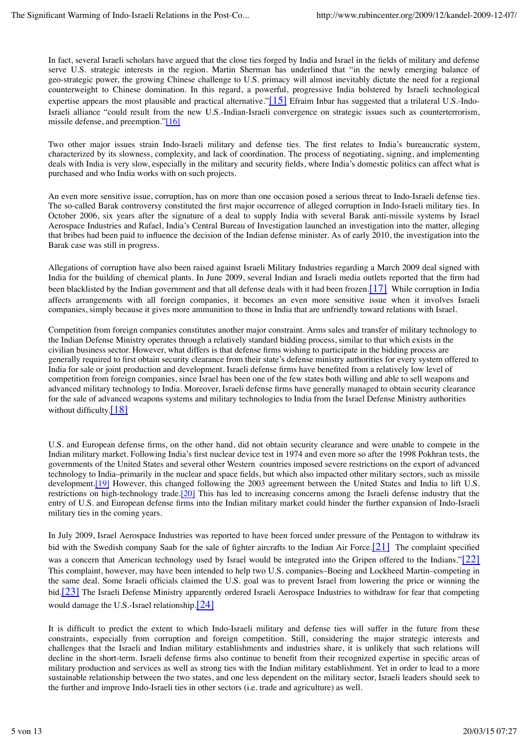In fact, several Israeli scholars have argued that the close ties forged by India and Israel in the fields of military and defense serve U.S. strategic interests in the region. Martin Sherman has underlined that "in the newly emerging balance of geo-strategic power, the growing Chinese challenge to U.S. primacy will almost inevitably dictate the need for a regional counterweight to Chinese domination. In this regard, a powerful, progressive India bolstered by Israeli technological expertise appears the most plausible and practical alternative."[15] Efraim Inbar has suggested that a trilateral U.S.-Indo-Israeli alliance "could result from the new U.S.-Indian-Israeli convergence on strategic issues such as counterterrorism, missile defense, and preemption."[16]

Two other major issues strain Indo-Israeli military and defense ties. The first relates to India's bureaucratic system, characterized by its slowness, complexity, and lack of coordination. The process of negotiating, signing, and implementing deals with India is very slow, especially in the military and security fields, where India's domestic politics can affect what is purchased and who India works with on such projects.

An even more sensitive issue, corruption, has on more than one occasion posed a serious threat to Indo-Israeli defense ties. The so-called Barak controversy constituted the first major occurrence of alleged corruption in Indo-Israeli military ties. In October 2006, six years after the signature of a deal to supply India with several Barak anti-missile systems by Israel Aerospace Industries and Rafael, India's Central Bureau of Investigation launched an investigation into the matter, alleging that bribes had been paid to influence the decision of the Indian defense minister. As of early 2010, the investigation into the Barak case was still in progress.

Allegations of corruption have also been raised against Israeli Military Industries regarding a March 2009 deal signed with India for the building of chemical plants. In June 2009, several Indian and Israeli media outlets reported that the firm had been blacklisted by the Indian government and that all defense deals with it had been frozen.[17] While corruption in India affects arrangements with all foreign companies, it becomes an even more sensitive issue when it involves Israeli companies, simply because it gives more ammunition to those in India that are unfriendly toward relations with Israel.

Competition from foreign companies constitutes another major constraint. Arms sales and transfer of military technology to the Indian Defense Ministry operates through a relatively standard bidding process, similar to that which exists in the civilian business sector. However, what differs is that defense firms wishing to participate in the bidding process are generally required to first obtain security clearance from their state's defense ministry authorities for every system offered to India for sale or joint production and development. Israeli defense firms have benefited from a relatively low level of competition from foreign companies, since Israel has been one of the few states both willing and able to sell weapons and advanced military technology to India. Moreover, Israeli defense firms have generally managed to obtain security clearance for the sale of advanced weapons systems and military technologies to India from the Israel Defense Ministry authorities without difficulty.[18]

U.S. and European defense firms, on the other hand, did not obtain security clearance and were unable to compete in the Indian military market. Following India's first nuclear device test in 1974 and even more so after the 1998 Pokhran tests, the governments of the United States and several other Western countries imposed severe restrictions on the export of advanced technology to India–primarily in the nuclear and space fields, but which also impacted other military sectors, such as missile development.[19] However, this changed following the 2003 agreement between the United States and India to lift U.S. restrictions on high-technology trade.[20] This has led to increasing concerns among the Israeli defense industry that the entry of U.S. and European defense firms into the Indian military market could hinder the further expansion of Indo-Israeli military ties in the coming years.

In July 2009, Israel Aerospace Industries was reported to have been forced under pressure of the Pentagon to withdraw its bid with the Swedish company Saab for the sale of fighter aircrafts to the Indian Air Force.[21] The complaint specified was a concern that American technology used by Israel would be integrated into the Gripen offered to the Indians."[22] This complaint, however, may have been intended to help two U.S. companies–Boeing and Lockheed Martin–competing in the same deal. Some Israeli officials claimed the U.S. goal was to prevent Israel from lowering the price or winning the bid.[23] The Israeli Defense Ministry apparently ordered Israeli Aerospace Industries to withdraw for fear that competing would damage the U.S.-Israel relationship.[24]

It is difficult to predict the extent to which Indo-Israeli military and defense ties will suffer in the future from these constraints, especially from corruption and foreign competition. Still, considering the major strategic interests and challenges that the Israeli and Indian military establishments and industries share, it is unlikely that such relations will decline in the short-term. Israeli defense firms also continue to benefit from their recognized expertise in specific areas of military production and services as well as strong ties with the Indian military establishment. Yet in order to lead to a more sustainable relationship between the two states, and one less dependent on the military sector, Israeli leaders should seek to the further and improve Indo-Israeli ties in other sectors (i.e. trade and agriculture) as well.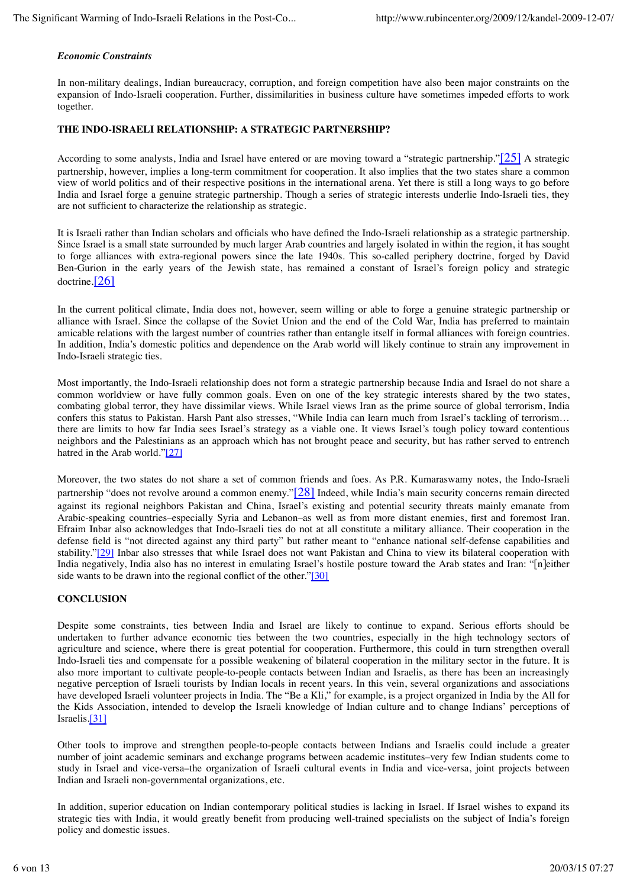*Economic Constraints*

In non-military dealings, Indian bureaucracy, corruption, and foreign competition have also been major constraints on the expansion of Indo-Israeli cooperation. Further, dissimilarities in business culture have sometimes impeded efforts to work together.

## THE INDO-ISRAELI RELATIONSHIP: A STRATEGIC PARTNERSHIP?

According to some analysts, India and Israel have entered or are moving toward a "strategic partnership."[25] A strategic partnership, however, implies a long-term commitment for cooperation. It also implies that the two states share a common view of world politics and of their respective positions in the international arena. Yet there is still a long ways to go before India and Israel forge a genuine strategic partnership. Though a series of strategic interests underlie Indo-Israeli ties, they are not sufficient to characterize the relationship as strategic.

It is Israeli rather than Indian scholars and officials who have defined the Indo-Israeli relationship as a strategic partnership. Since Israel is a small state surrounded by much larger Arab countries and largely isolated in within the region, it has sought to forge alliances with extra-regional powers since the late 1940s. This so-called periphery doctrine, forged by David Ben-Gurion in the early years of the Jewish state, has remained a constant of Israel's foreign policy and strategic doctrine.[26]

In the current political climate, India does not, however, seem willing or able to forge a genuine strategic partnership or alliance with Israel. Since the collapse of the Soviet Union and the end of the Cold War, India has preferred to maintain amicable relations with the largest number of countries rather than entangle itself in formal alliances with foreign countries. In addition, India's domestic politics and dependence on the Arab world will likely continue to strain any improvement in Indo-Israeli strategic ties.

Most importantly, the Indo-Israeli relationship does not form a strategic partnership because India and Israel do not share a common worldview or have fully common goals. Even on one of the key strategic interests shared by the two states, combating global terror, they have dissimilar views. While Israel views Iran as the prime source of global terrorism, India confers this status to Pakistan. Harsh Pant also stresses, "While India can learn much from Israel's tackling of terrorism… there are limits to how far India sees Israel's strategy as a viable one. It views Israel's tough policy toward contentious neighbors and the Palestinians as an approach which has not brought peace and security, but has rather served to entrench hatred in the Arab world."[27]

Moreover, the two states do not share a set of common friends and foes. As P.R. Kumaraswamy notes, the Indo-Israeli partnership "does not revolve around a common enemy."[28] Indeed, while India's main security concerns remain directed against its regional neighbors Pakistan and China, Israel's existing and potential security threats mainly emanate from Arabic-speaking countries–especially Syria and Lebanon–as well as from more distant enemies, first and foremost Iran. Efraim Inbar also acknowledges that Indo-Israeli ties do not at all constitute a military alliance. Their cooperation in the defense field is "not directed against any third party" but rather meant to "enhance national self-defense capabilities and stability."[29] Inbar also stresses that while Israel does not want Pakistan and China to view its bilateral cooperation with India negatively, India also has no interest in emulating Israel's hostile posture toward the Arab states and Iran: "[n]either side wants to be drawn into the regional conflict of the other."[30]

## CONCLUSION

Despite some constraints, ties between India and Israel are likely to continue to expand. Serious efforts should be undertaken to further advance economic ties between the two countries, especially in the high technology sectors of agriculture and science, where there is great potential for cooperation. Furthermore, this could in turn strengthen overall Indo-Israeli ties and compensate for a possible weakening of bilateral cooperation in the military sector in the future. It is also more important to cultivate people-to-people contacts between Indian and Israelis, as there has been an increasingly negative perception of Israeli tourists by Indian locals in recent years. In this vein, several organizations and associations have developed Israeli volunteer projects in India. The "Be a Kli," for example, is a project organized in India by the All for the Kids Association, intended to develop the Israeli knowledge of Indian culture and to change Indians' perceptions of Israelis.[31]

Other tools to improve and strengthen people-to-people contacts between Indians and Israelis could include a greater number of joint academic seminars and exchange programs between academic institutes–very few Indian students come to study in Israel and vice-versa–the organization of Israeli cultural events in India and vice-versa, joint projects between Indian and Israeli non-governmental organizations, etc.

In addition, superior education on Indian contemporary political studies is lacking in Israel. If Israel wishes to expand its strategic ties with India, it would greatly benefit from producing well-trained specialists on the subject of India's foreign policy and domestic issues.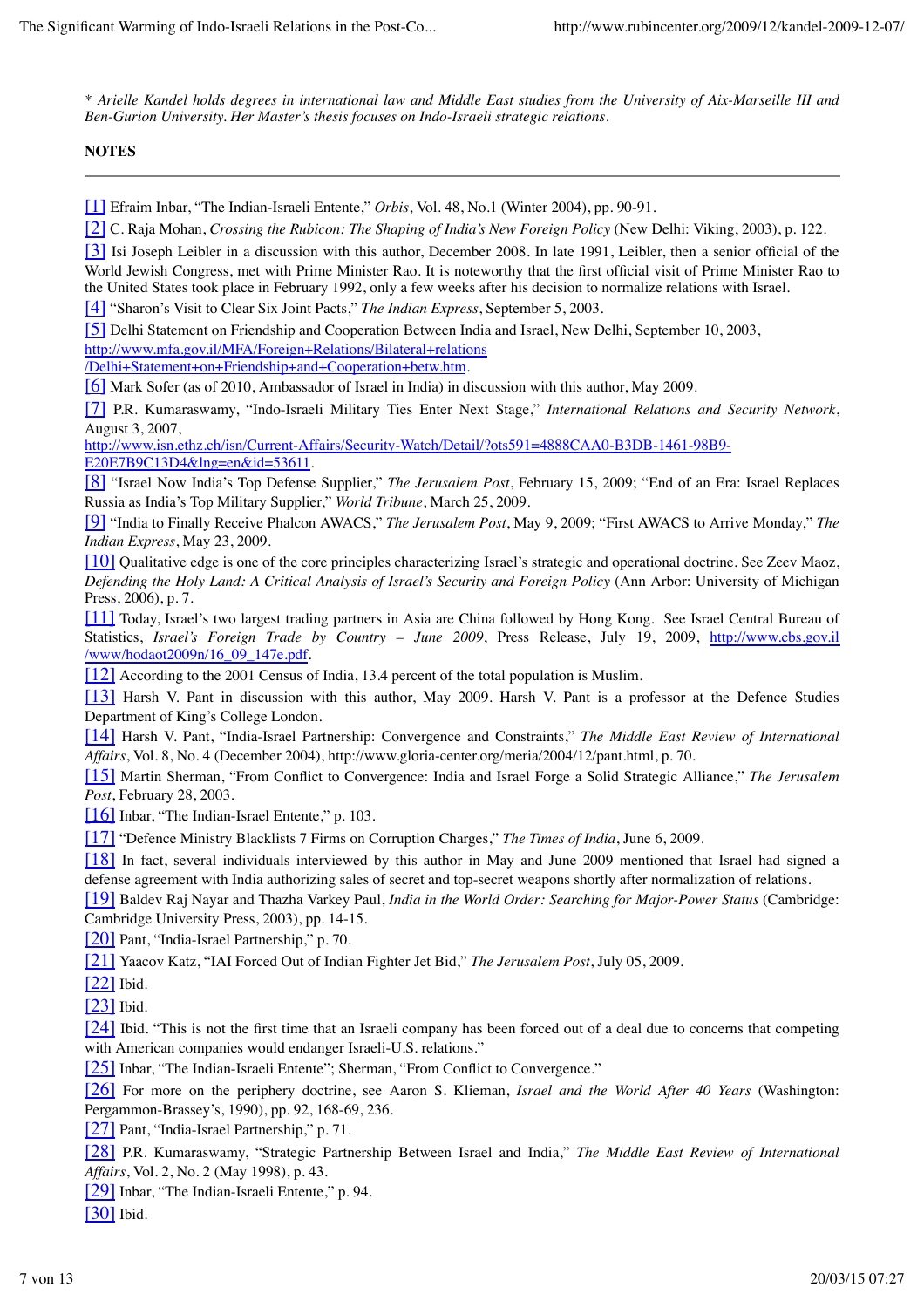\* *Arielle Kandel holds degrees in international law and Middle East studies from the University of Aix-Marseille III and Ben-Gurion University. Her Master's thesis focuses on Indo-Israeli strategic relations.*

**NOTES**

---

[1] Efraim Inbar, "The Indian-Israeli Entente," *Orbis*, Vol. 48, No.1 (Winter 2004), pp. 90-91.

[2] C. Raja Mohan, *Crossing the Rubicon: The Shaping of India's New Foreign Policy* (New Delhi: Viking, 2003), p. 122.

[3] Isi Joseph Leibler in a discussion with this author, December 2008. In late 1991, Leibler, then a senior official of the World Jewish Congress, met with Prime Minister Rao. It is noteworthy that the first official visit of Prime Minister Rao to the United States took place in February 1992, only a few weeks after his decision to normalize relations with Israel.

[4] "Sharon's Visit to Clear Six Joint Pacts," *The Indian Express*, September 5, 2003.

[5] Delhi Statement on Friendship and Cooperation Between India and Israel, New Delhi, September 10, 2003, http://www.mfa.gov.il/MFA/Foreign+Relations/Bilateral+relations/Delhi+Statement+on+Friendship+and+Cooperation+betw.htm.

[6] Mark Sofer (as of 2010, Ambassador of Israel in India) in discussion with this author, May 2009.

[7] P.R. Kumaraswamy, "Indo-Israeli Military Ties Enter Next Stage," *International Relations and Security Network*, August 3, 2007, http://www.isn.ethz.ch/isn/Current-Affairs/Security-Watch/Detail/?ots591=4888CAA0-B3DB-1461-98B9-E20E7B9C13D4&lng=en&id=53611.

[8] "Israel Now India's Top Defense Supplier," *The Jerusalem Post*, February 15, 2009; "End of an Era: Israel Replaces Russia as India's Top Military Supplier," *World Tribune*, March 25, 2009.

[9] "India to Finally Receive Phalcon AWACS," *The Jerusalem Post*, May 9, 2009; "First AWACS to Arrive Monday," *The Indian Express*, May 23, 2009.

[10] Qualitative edge is one of the core principles characterizing Israel's strategic and operational doctrine. See Zeev Maoz, *Defending the Holy Land: A Critical Analysis of Israel's Security and Foreign Policy* (Ann Arbor: University of Michigan Press, 2006), p. 7.

[11] Today, Israel's two largest trading partners in Asia are China followed by Hong Kong. See Israel Central Bureau of Statistics, *Israel's Foreign Trade by Country – June 2009*, Press Release, July 19, 2009, http://www.cbs.gov.il/www/hodaot2009n/16_09_147e.pdf.

[12] According to the 2001 Census of India, 13.4 percent of the total population is Muslim.

[13] Harsh V. Pant in discussion with this author, May 2009. Harsh V. Pant is a professor at the Defence Studies Department of King's College London.

[14] Harsh V. Pant, "India-Israel Partnership: Convergence and Constraints," *The Middle East Review of International Affairs*, Vol. 8, No. 4 (December 2004), http://www.gloria-center.org/meria/2004/12/pant.html, p. 70.

[15] Martin Sherman, "From Conflict to Convergence: India and Israel Forge a Solid Strategic Alliance," *The Jerusalem Post*, February 28, 2003.

[16] Inbar, "The Indian-Israel Entente," p. 103.

[17] "Defence Ministry Blacklists 7 Firms on Corruption Charges," *The Times of India*, June 6, 2009.

[18] In fact, several individuals interviewed by this author in May and June 2009 mentioned that Israel had signed a defense agreement with India authorizing sales of secret and top-secret weapons shortly after normalization of relations.

[19] Baldev Raj Nayar and Thazha Varkey Paul, *India in the World Order: Searching for Major-Power Status* (Cambridge: Cambridge University Press, 2003), pp. 14-15.

[20] Pant, "India-Israel Partnership," p. 70.

[21] Yaacov Katz, "IAI Forced Out of Indian Fighter Jet Bid," *The Jerusalem Post*, July 05, 2009.

[22] Ibid.

[23] Ibid.

[24] Ibid. "This is not the first time that an Israeli company has been forced out of a deal due to concerns that competing with American companies would endanger Israeli-U.S. relations."

[25] Inbar, "The Indian-Israeli Entente"; Sherman, "From Conflict to Convergence."

[26] For more on the periphery doctrine, see Aaron S. Klieman, *Israel and the World After 40 Years* (Washington: Pergammon-Brassey's, 1990), pp. 92, 168-69, 236.

[27] Pant, "India-Israel Partnership," p. 71.

[28] P.R. Kumaraswamy, "Strategic Partnership Between Israel and India," *The Middle East Review of International Affairs*, Vol. 2, No. 2 (May 1998), p. 43.

[29] Inbar, "The Indian-Israeli Entente," p. 94.

[30] Ibid.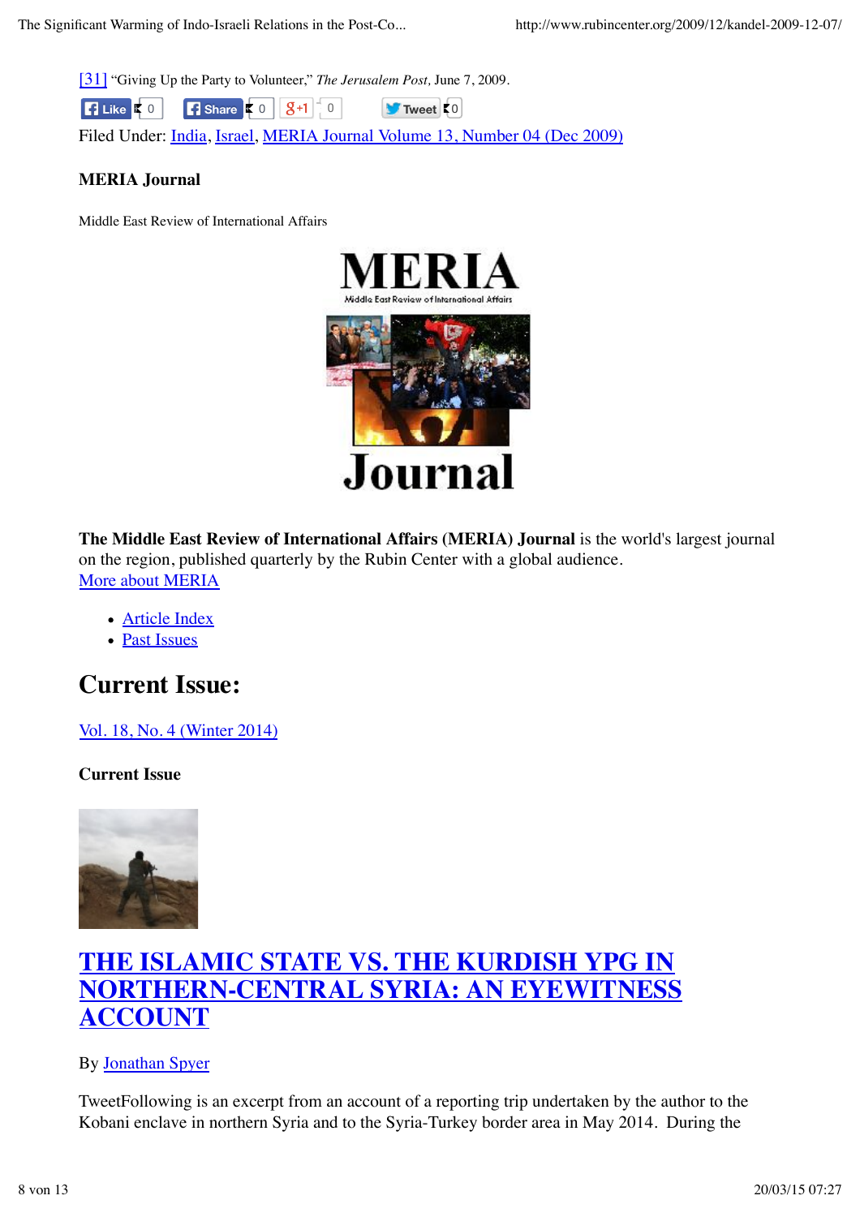[31] “Giving Up the Party to Volunteer,” *The Jerusalem Post,* June 7, 2009.

Like 0 Share 0 +1 0 Tweet 0

Filed Under: India, Israel, MERIA Journal Volume 13, Number 04 (Dec 2009)

**MERIA Journal**

Middle East Review of International Affairs

**The Middle East Review of International Affairs (MERIA) Journal** is the world's largest journal on the region, published quarterly by the Rubin Center with a global audience.
More about MERIA

- Article Index
- Past Issues

## Current Issue:

Vol. 18, No. 4 (Winter 2014)

**Current Issue**

# THE ISLAMIC STATE VS. THE KURDISH YPG IN NORTHERN-CENTRAL SYRIA: AN EYEWITNESS ACCOUNT

By Jonathan Spyer

TweetFollowing is an excerpt from an account of a reporting trip undertaken by the author to the Kobani enclave in northern Syria and to the Syria-Turkey border area in May 2014. During the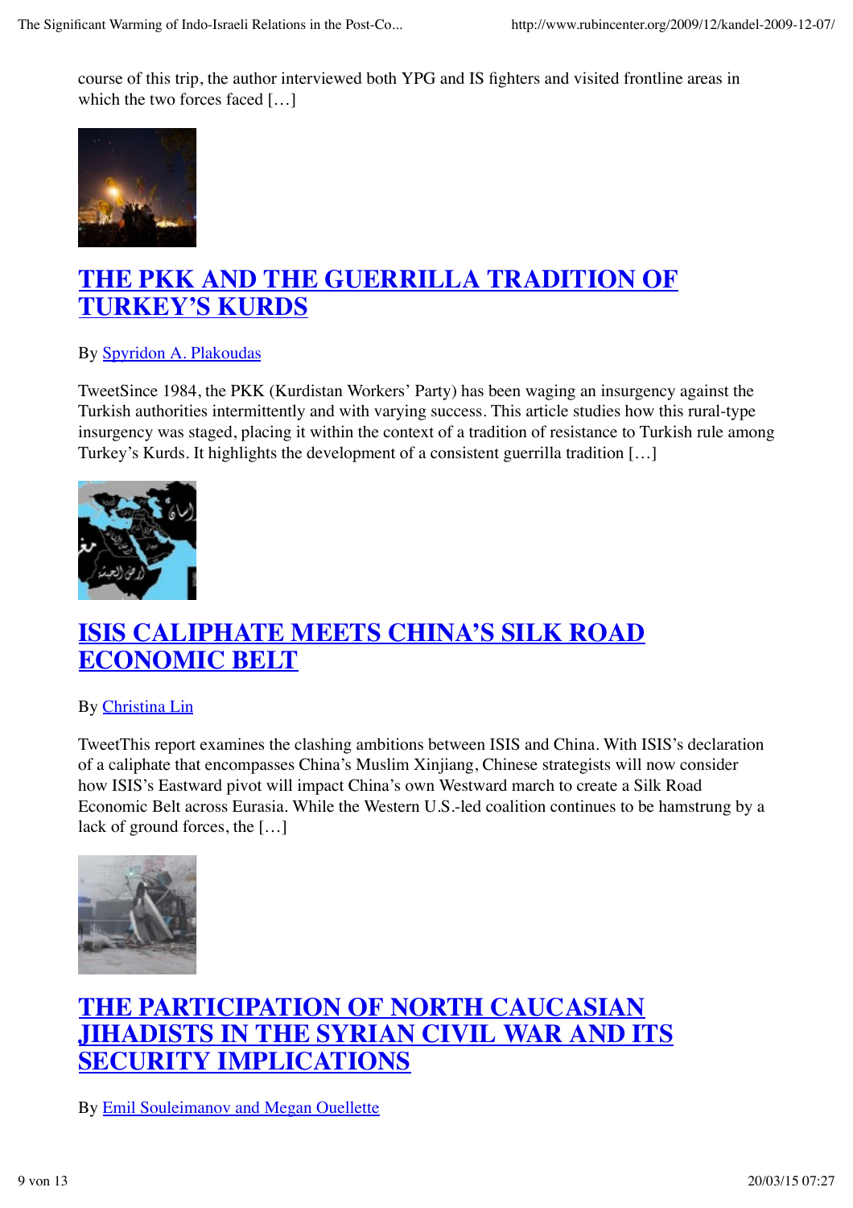course of this trip, the author interviewed both YPG and IS fighters and visited frontline areas in which the two forces faced […]

## [THE PKK AND THE GUERRILLA TRADITION OF TURKEY'S KURDS]

By [Spyridon A. Plakoudas]

TweetSince 1984, the PKK (Kurdistan Workers' Party) has been waging an insurgency against the Turkish authorities intermittently and with varying success. This article studies how this rural-type insurgency was staged, placing it within the context of a tradition of resistance to Turkish rule among Turkey's Kurds. It highlights the development of a consistent guerrilla tradition […]

## [ISIS CALIPHATE MEETS CHINA'S SILK ROAD ECONOMIC BELT]

By [Christina Lin]

TweetThis report examines the clashing ambitions between ISIS and China. With ISIS's declaration of a caliphate that encompasses China's Muslim Xinjiang, Chinese strategists will now consider how ISIS's Eastward pivot will impact China's own Westward march to create a Silk Road Economic Belt across Eurasia. While the Western U.S.-led coalition continues to be hamstrung by a lack of ground forces, the […]

## [THE PARTICIPATION OF NORTH CAUCASIAN JIHADISTS IN THE SYRIAN CIVIL WAR AND ITS SECURITY IMPLICATIONS]

By [Emil Souleimanov and Megan Ouellette]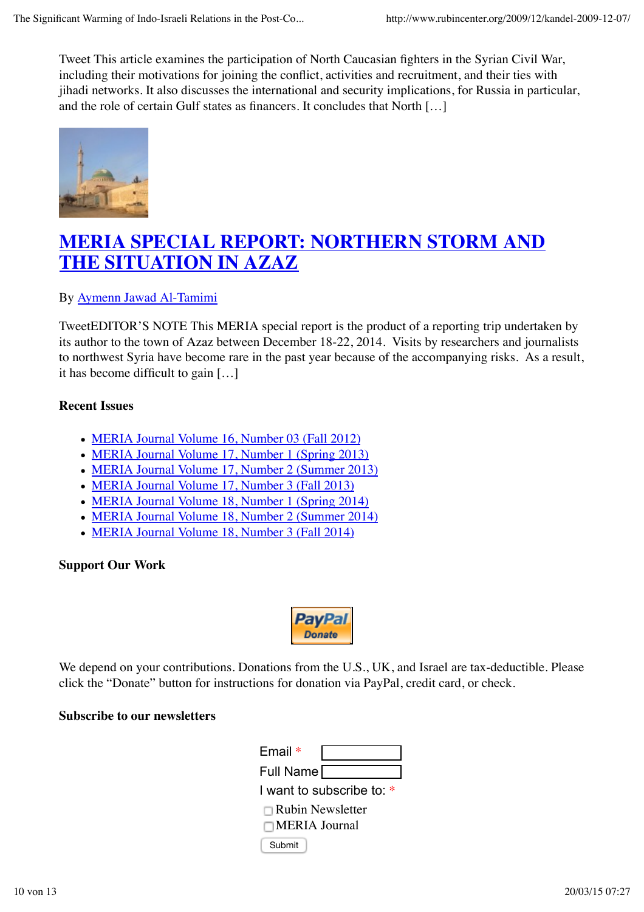Tweet This article examines the participation of North Caucasian fighters in the Syrian Civil War, including their motivations for joining the conflict, activities and recruitment, and their ties with jihadi networks. It also discusses the international and security implications, for Russia in particular, and the role of certain Gulf states as financers. It concludes that North […]

## MERIA SPECIAL REPORT: NORTHERN STORM AND THE SITUATION IN AZAZ

By Aymenn Jawad Al-Tamimi

TweetEDITOR'S NOTE This MERIA special report is the product of a reporting trip undertaken by its author to the town of Azaz between December 18-22, 2014. Visits by researchers and journalists to northwest Syria have become rare in the past year because of the accompanying risks. As a result, it has become difficult to gain […]

### Recent Issues

- MERIA Journal Volume 16, Number 03 (Fall 2012)
- MERIA Journal Volume 17, Number 1 (Spring 2013)
- MERIA Journal Volume 17, Number 2 (Summer 2013)
- MERIA Journal Volume 17, Number 3 (Fall 2013)
- MERIA Journal Volume 18, Number 1 (Spring 2014)
- MERIA Journal Volume 18, Number 2 (Summer 2014)
- MERIA Journal Volume 18, Number 3 (Fall 2014)

### Support Our Work

PayPal Donate

We depend on your contributions. Donations from the U.S., UK, and Israel are tax-deductible. Please click the "Donate" button for instructions for donation via PayPal, credit card, or check.

### Subscribe to our newsletters

Email *

Full Name

I want to subscribe to: *

- [ ] Rubin Newsletter
- [ ] MERIA Journal

Submit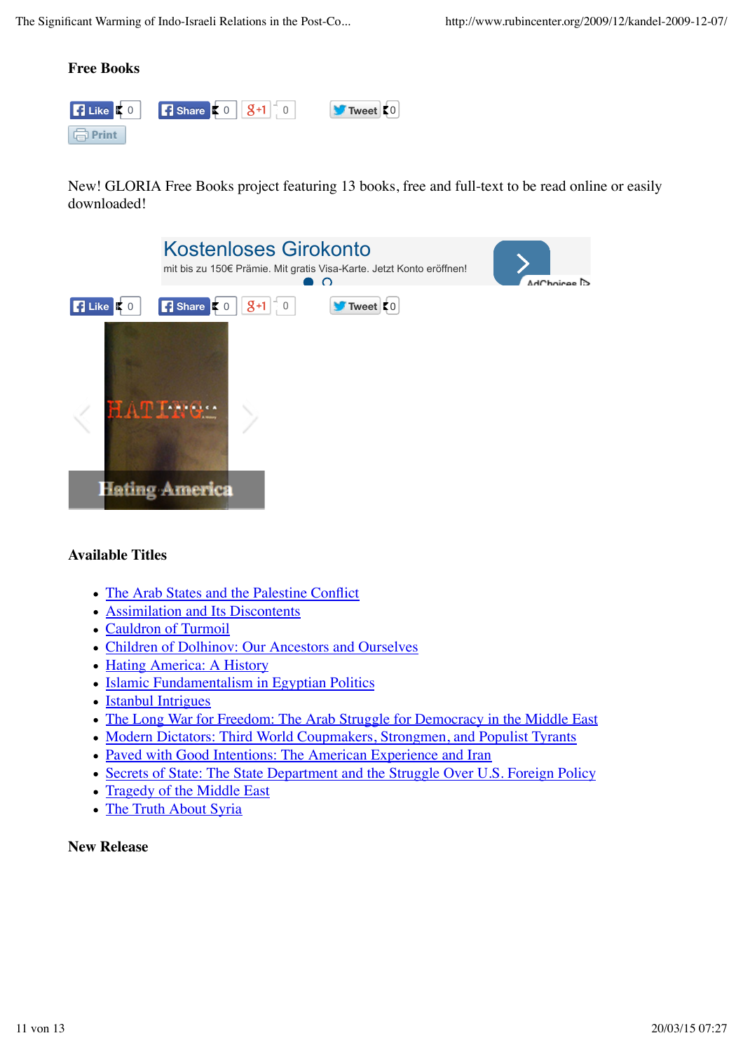### Free Books

New! GLORIA Free Books project featuring 13 books, free and full-text to be read online or easily downloaded!

Hating America

### Available Titles

- The Arab States and the Palestine Conflict
- Assimilation and Its Discontents
- Cauldron of Turmoil
- Children of Dolhinov: Our Ancestors and Ourselves
- Hating America: A History
- Islamic Fundamentalism in Egyptian Politics
- Istanbul Intrigues
- The Long War for Freedom: The Arab Struggle for Democracy in the Middle East
- Modern Dictators: Third World Coupmakers, Strongmen, and Populist Tyrants
- Paved with Good Intentions: The American Experience and Iran
- Secrets of State: The State Department and the Struggle Over U.S. Foreign Policy
- Tragedy of the Middle East
- The Truth About Syria

### New Release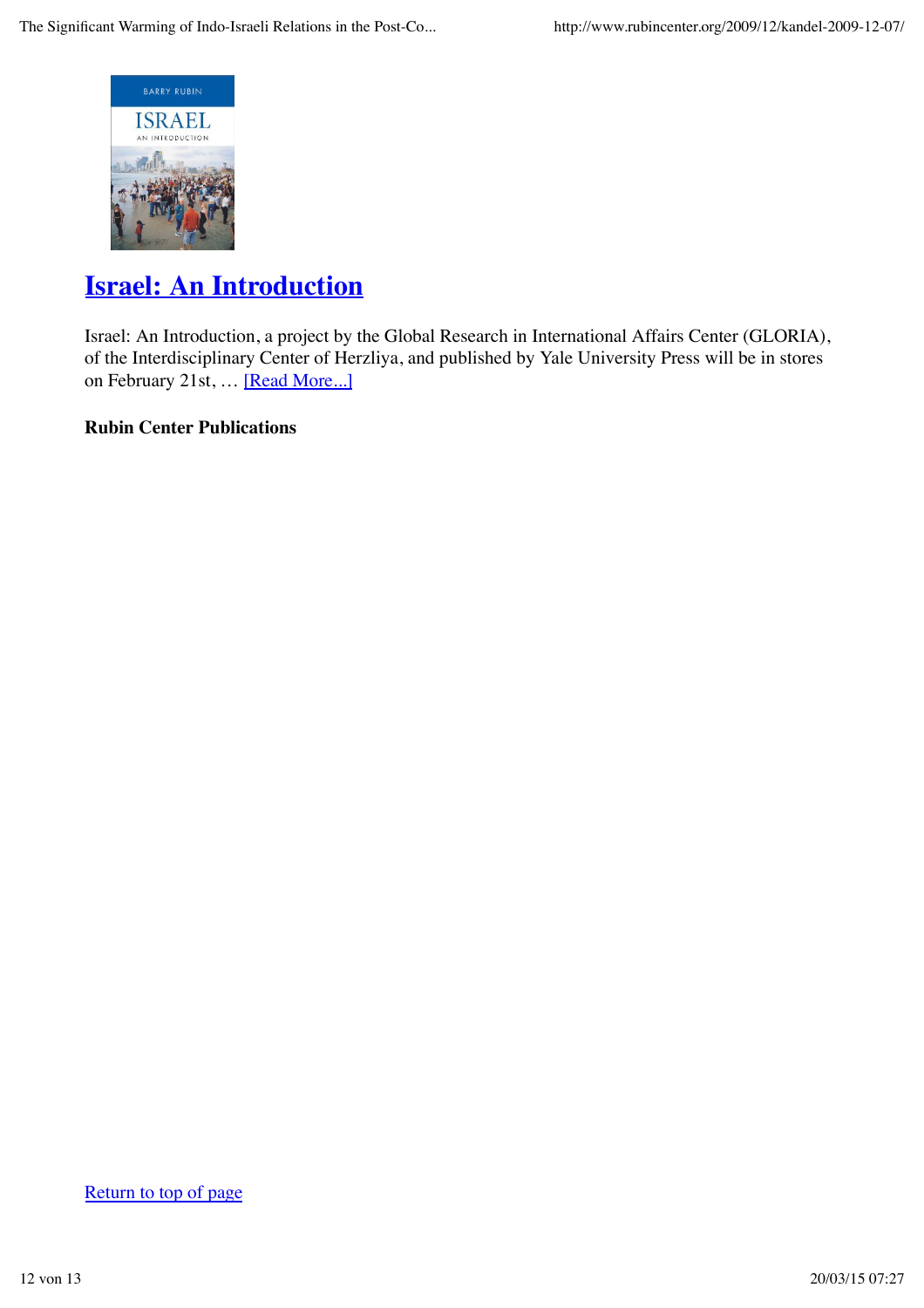# Israel: An Introduction

Israel: An Introduction, a project by the Global Research in International Affairs Center (GLORIA), of the Interdisciplinary Center of Herzliya, and published by Yale University Press will be in stores on February 21st, … [Read More...]

**Rubin Center Publications**

Return to top of page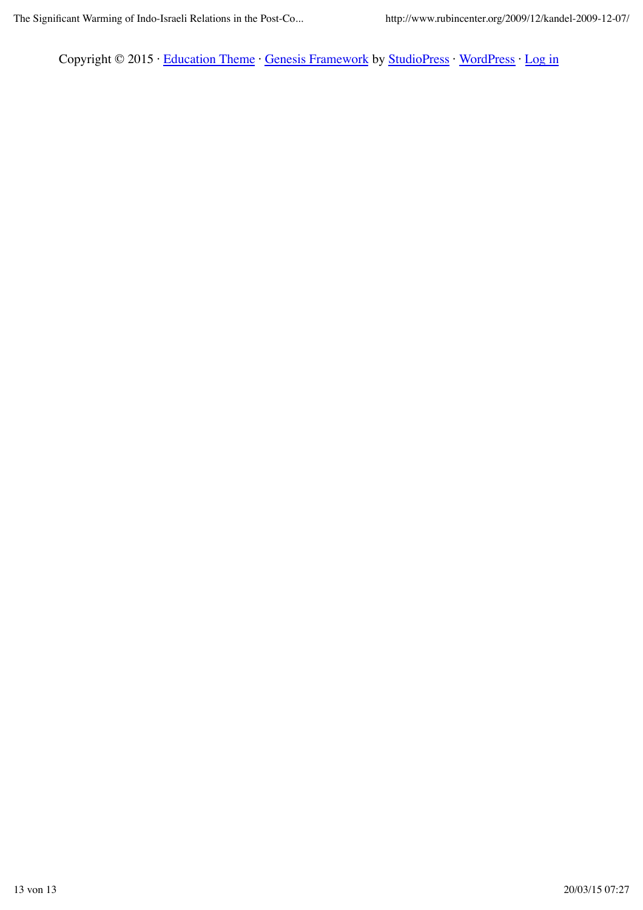Copyright © 2015 · Education Theme · Genesis Framework by StudioPress · WordPress · Log in